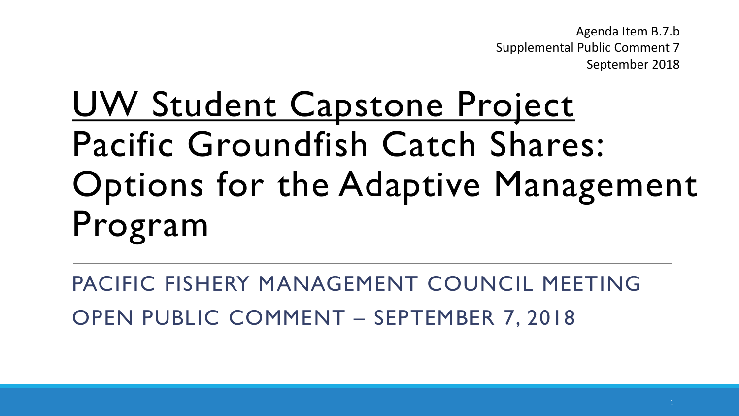Agenda Item B.7.b
Supplemental Public Comment 7
September 2018

# UW Student Capstone Project
# Pacific Groundfish Catch Shares: Options for the Adaptive Management Program

PACIFIC FISHERY MANAGEMENT COUNCIL MEETING

OPEN PUBLIC COMMENT – SEPTEMBER 7, 2018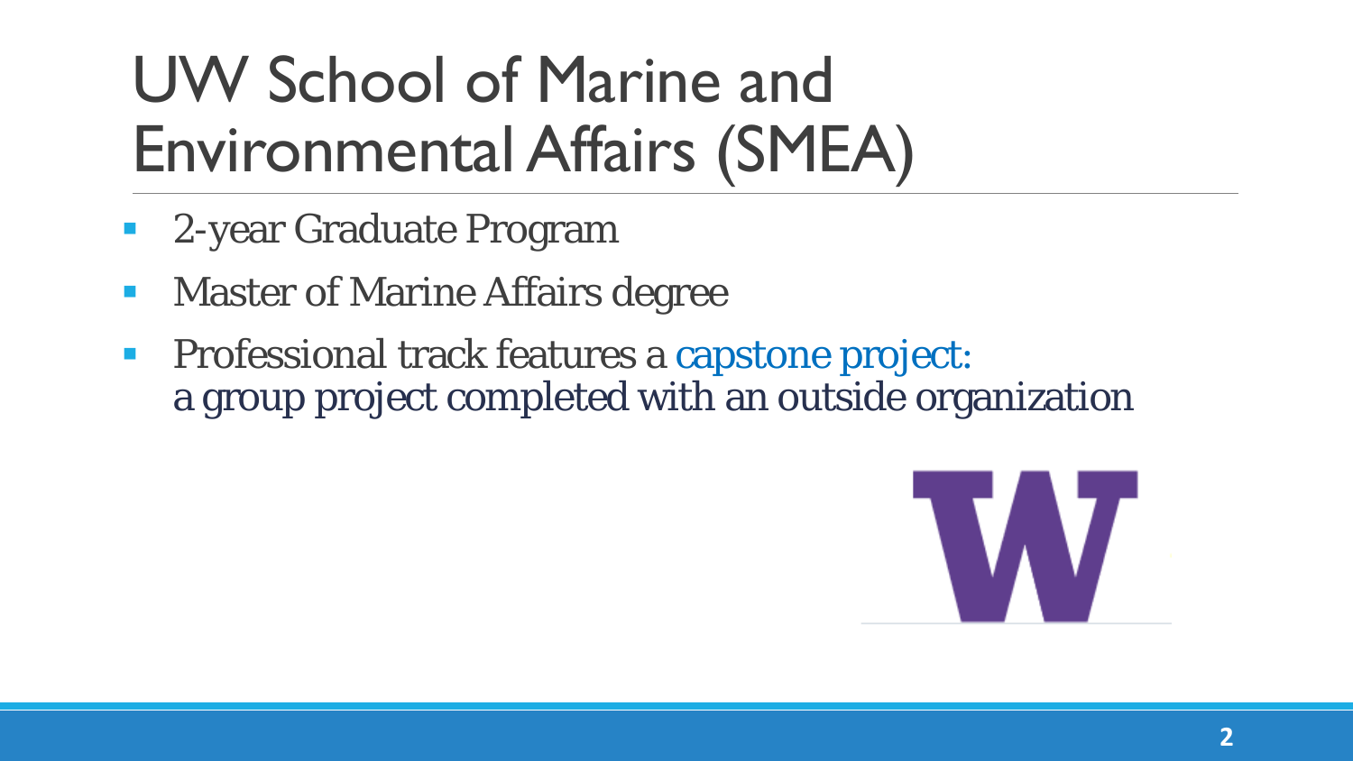# UW School of Marine and Environmental Affairs (SMEA)

- 2-year Graduate Program
- Master of Marine Affairs degree
- Professional track features a capstone project: a group project completed with an outside organization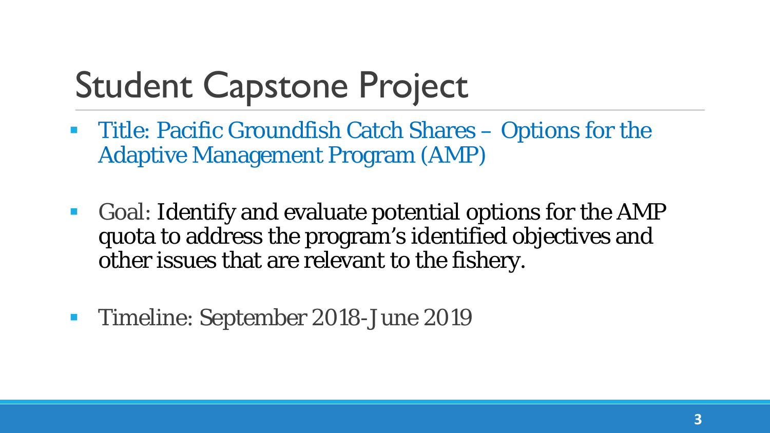# Student Capstone Project

- Title: Pacific Groundfish Catch Shares – Options for the Adaptive Management Program (AMP)

- Goal: Identify and evaluate potential options for the AMP quota to address the program's identified objectives and other issues that are relevant to the fishery.

- Timeline: September 2018-June 2019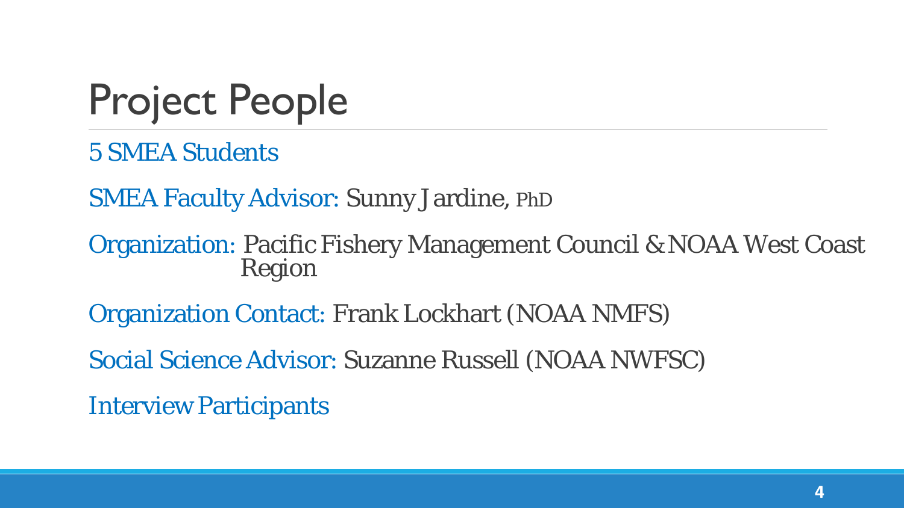# Project People

5 SMEA Students

SMEA Faculty Advisor: Sunny Jardine, PhD

Organization: Pacific Fishery Management Council & NOAA West Coast Region

Organization Contact: Frank Lockhart (NOAA NMFS)

Social Science Advisor: Suzanne Russell (NOAA NWFSC)

Interview Participants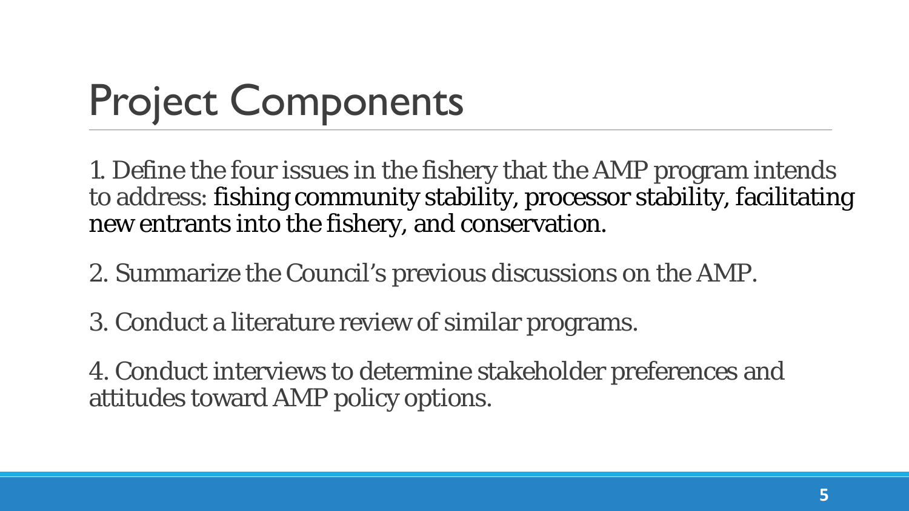# Project Components

1. Define the four issues in the fishery that the AMP program intends to address: fishing community stability, processor stability, facilitating new entrants into the fishery, and conservation.

2. Summarize the Council's previous discussions on the AMP.

3. Conduct a literature review of similar programs.

4. Conduct interviews to determine stakeholder preferences and attitudes toward AMP policy options.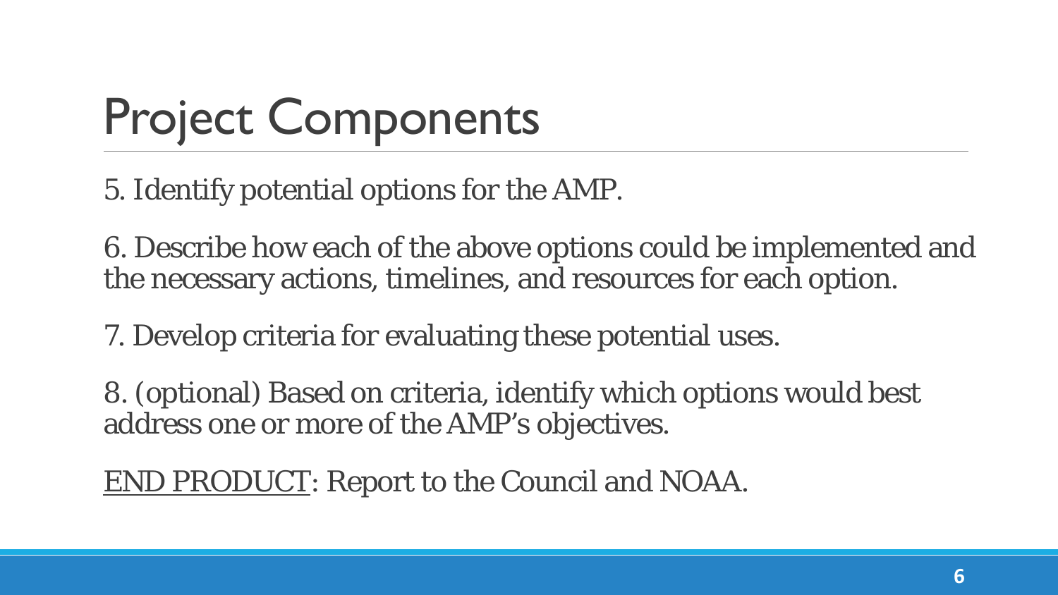# Project Components

5. Identify potential options for the AMP.

6. Describe how each of the above options could be implemented and the necessary actions, timelines, and resources for each option.

7. Develop criteria for evaluating these potential uses.

8. (optional) Based on criteria, identify which options would best address one or more of the AMP's objectives.

<u>END PRODUCT</u>: Report to the Council and NOAA.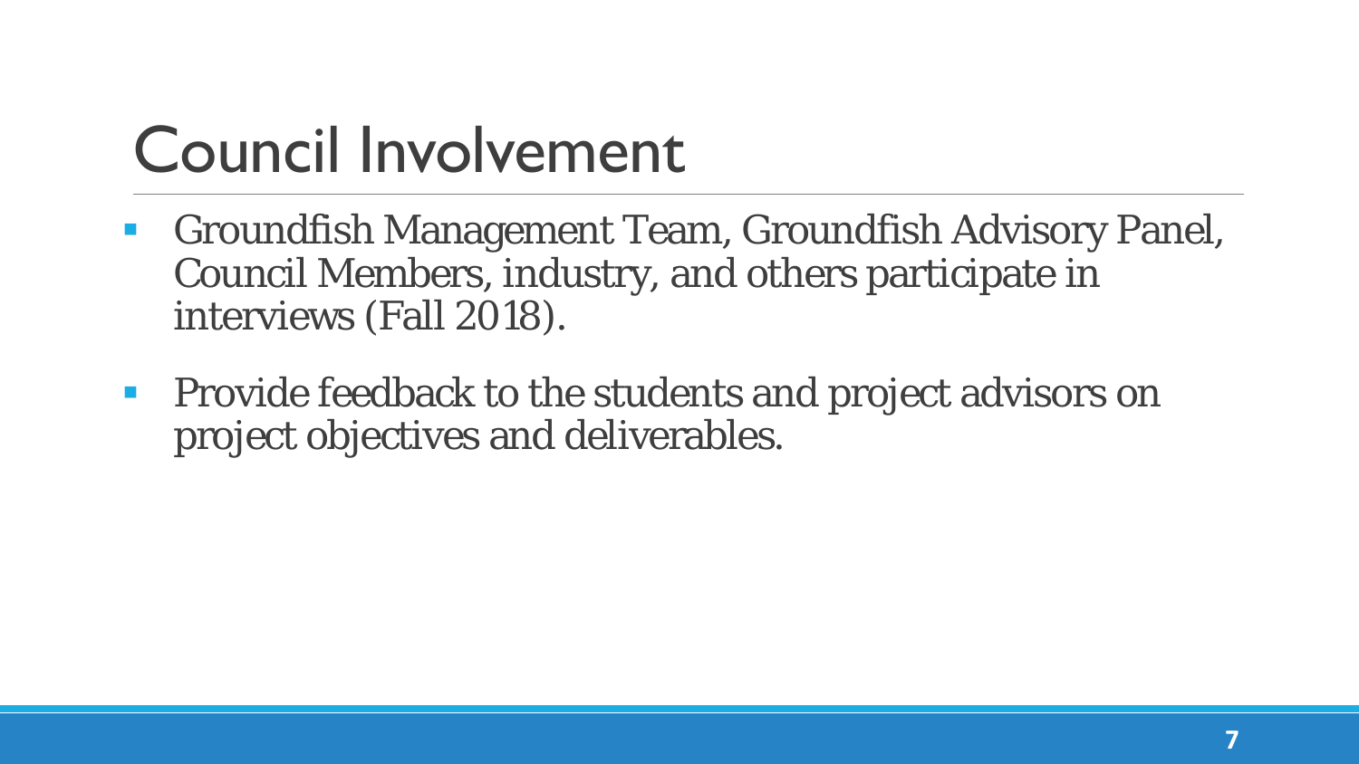# Council Involvement

- Groundfish Management Team, Groundfish Advisory Panel, Council Members, industry, and others participate in interviews (Fall 2018).
- Provide feedback to the students and project advisors on project objectives and deliverables.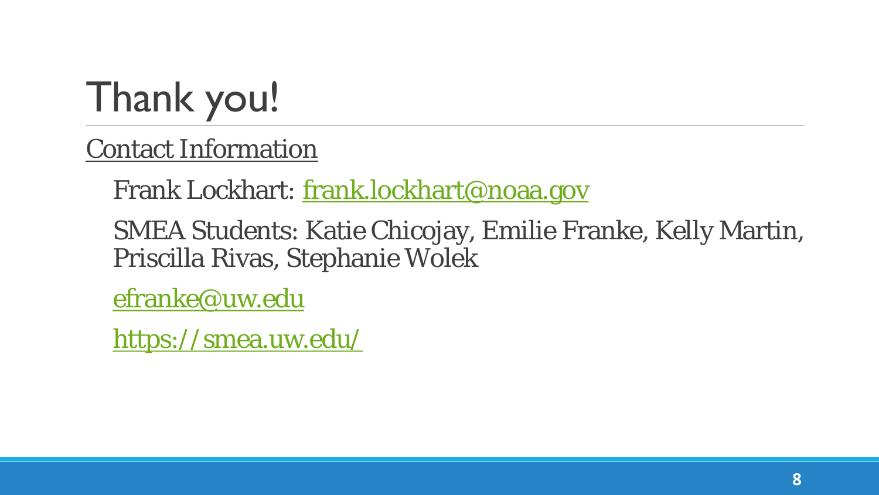# Thank you!

Contact Information

Frank Lockhart: frank.lockhart@noaa.gov

SMEA Students: Katie Chicojay, Emilie Franke, Kelly Martin, Priscilla Rivas, Stephanie Wolek

efranke@uw.edu

https://smea.uw.edu/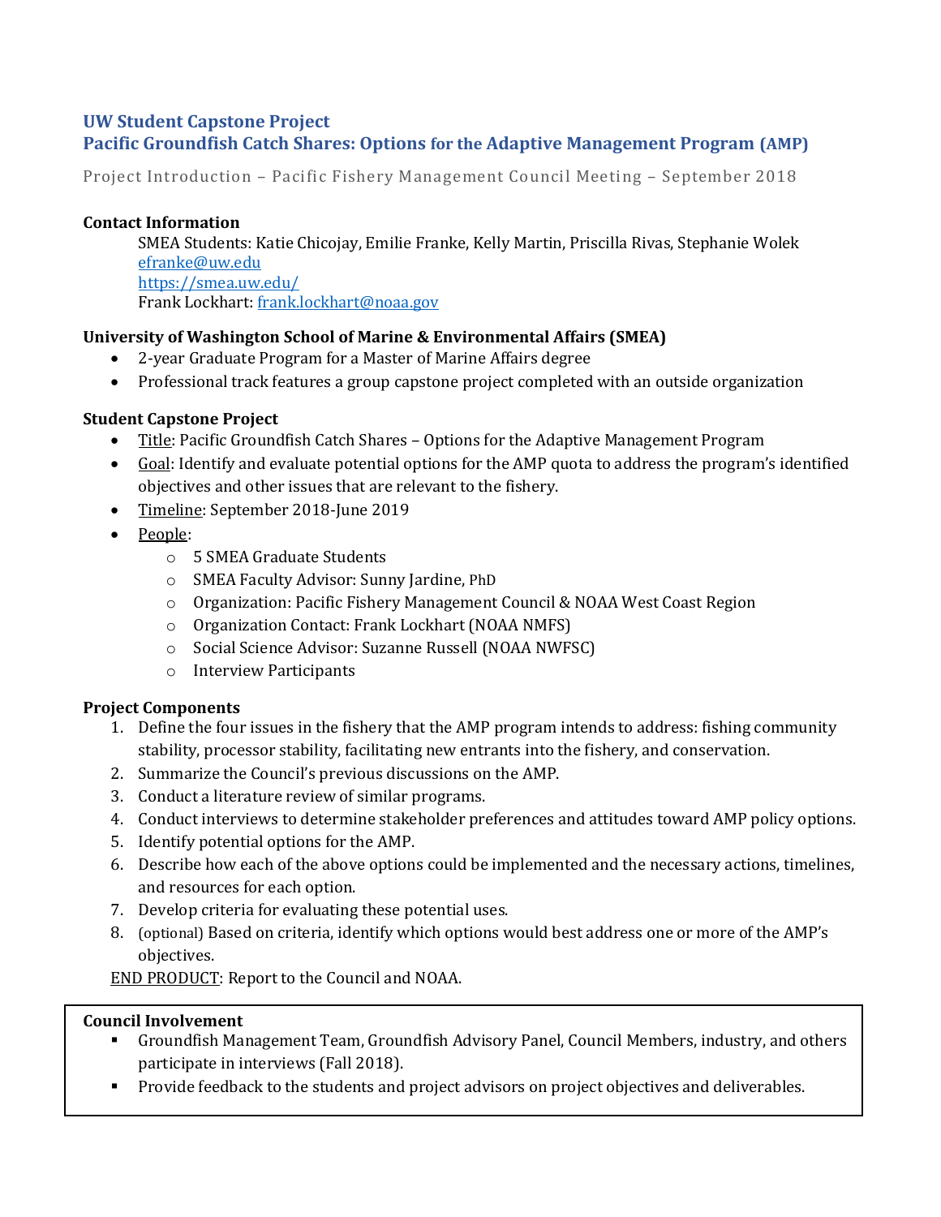## UW Student Capstone Project
## Pacific Groundfish Catch Shares: Options for the Adaptive Management Program (AMP)

Project Introduction – Pacific Fishery Management Council Meeting – September 2018

**Contact Information**

SMEA Students: Katie Chicojay, Emilie Franke, Kelly Martin, Priscilla Rivas, Stephanie Wolek
efranke@uw.edu
https://smea.uw.edu/
Frank Lockhart: frank.lockhart@noaa.gov

**University of Washington School of Marine & Environmental Affairs (SMEA)**

- 2-year Graduate Program for a Master of Marine Affairs degree
- Professional track features a group capstone project completed with an outside organization

**Student Capstone Project**

- Title: Pacific Groundfish Catch Shares – Options for the Adaptive Management Program
- Goal: Identify and evaluate potential options for the AMP quota to address the program's identified objectives and other issues that are relevant to the fishery.
- Timeline: September 2018-June 2019
- People:
  - 5 SMEA Graduate Students
  - SMEA Faculty Advisor: Sunny Jardine, PhD
  - Organization: Pacific Fishery Management Council & NOAA West Coast Region
  - Organization Contact: Frank Lockhart (NOAA NMFS)
  - Social Science Advisor: Suzanne Russell (NOAA NWFSC)
  - Interview Participants

**Project Components**

1. Define the four issues in the fishery that the AMP program intends to address: fishing community stability, processor stability, facilitating new entrants into the fishery, and conservation.
2. Summarize the Council's previous discussions on the AMP.
3. Conduct a literature review of similar programs.
4. Conduct interviews to determine stakeholder preferences and attitudes toward AMP policy options.
5. Identify potential options for the AMP.
6. Describe how each of the above options could be implemented and the necessary actions, timelines, and resources for each option.
7. Develop criteria for evaluating these potential uses.
8. (optional) Based on criteria, identify which options would best address one or more of the AMP's objectives.

END PRODUCT: Report to the Council and NOAA.

**Council Involvement**

- Groundfish Management Team, Groundfish Advisory Panel, Council Members, industry, and others participate in interviews (Fall 2018).
- Provide feedback to the students and project advisors on project objectives and deliverables.